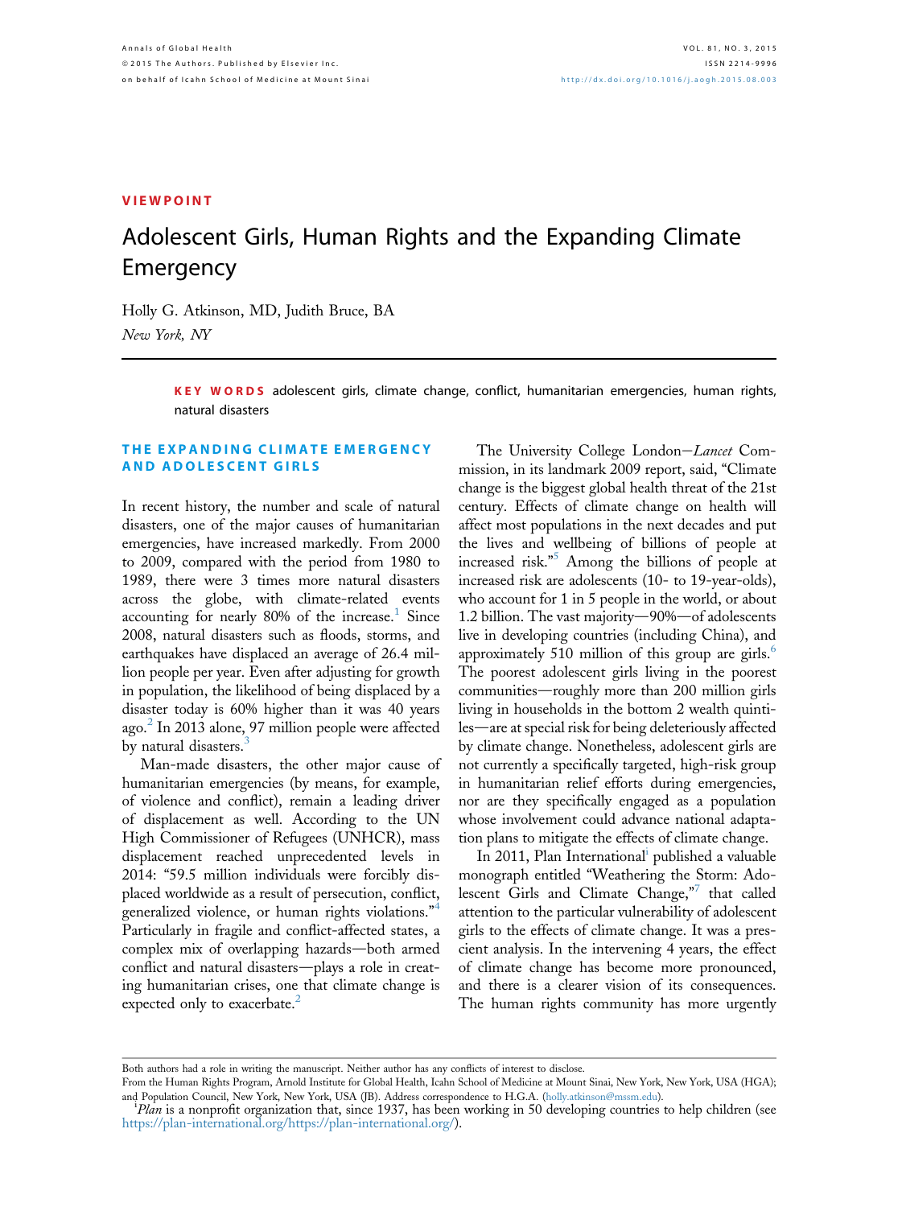VIEWPOINT

# Adolescent Girls, Human Rights and the Expanding Climate Emergency

Holly G. Atkinson, MD, Judith Bruce, BA

*New York, NY*

**KEY WORDS** adolescent girls, climate change, conflict, humanitarian emergencies, human rights, natural disasters

## THE EXPANDING CLIMATE EMERGENCY AND ADOLESCENT GIRLS

In recent history, the number and scale of natural disasters, one of the major causes of humanitarian emergencies, have increased markedly. From 2000 to 2009, compared with the period from 1980 to 1989, there were 3 times more natural disasters across the globe, with climate-related events accounting for nearly 80% of the increase.[1] Since 2008, natural disasters such as floods, storms, and earthquakes have displaced an average of 26.4 million people per year. Even after adjusting for growth in population, the likelihood of being displaced by a disaster today is 60% higher than it was 40 years ago.[2] In 2013 alone, 97 million people were affected by natural disasters.[3]

Man-made disasters, the other major cause of humanitarian emergencies (by means, for example, of violence and conflict), remain a leading driver of displacement as well. According to the UN High Commissioner of Refugees (UNHCR), mass displacement reached unprecedented levels in 2014: "59.5 million individuals were forcibly displaced worldwide as a result of persecution, conflict, generalized violence, or human rights violations."[4] Particularly in fragile and conflict-affected states, a complex mix of overlapping hazards—both armed conflict and natural disasters—plays a role in creating humanitarian crises, one that climate change is expected only to exacerbate.[2]

The University College London–*Lancet* Commission, in its landmark 2009 report, said, "Climate change is the biggest global health threat of the 21st century. Effects of climate change on health will affect most populations in the next decades and put the lives and wellbeing of billions of people at increased risk."[5] Among the billions of people at increased risk are adolescents (10- to 19-year-olds), who account for 1 in 5 people in the world, or about 1.2 billion. The vast majority—90%—of adolescents live in developing countries (including China), and approximately 510 million of this group are girls.[6] The poorest adolescent girls living in the poorest communities—roughly more than 200 million girls living in households in the bottom 2 wealth quintiles—are at special risk for being deleteriously affected by climate change. Nonetheless, adolescent girls are not currently a specifically targeted, high-risk group in humanitarian relief efforts during emergencies, nor are they specifically engaged as a population whose involvement could advance national adaptation plans to mitigate the effects of climate change.

In 2011, Plan International[i] published a valuable monograph entitled "Weathering the Storm: Adolescent Girls and Climate Change,"[7] that called attention to the particular vulnerability of adolescent girls to the effects of climate change. It was a prescient analysis. In the intervening 4 years, the effect of climate change has become more pronounced, and there is a clearer vision of its consequences. The human rights community has more urgently

---

Both authors had a role in writing the manuscript. Neither author has any conflicts of interest to disclose.

From the Human Rights Program, Arnold Institute for Global Health, Icahn School of Medicine at Mount Sinai, New York, New York, USA (HGA); and Population Council, New York, New York, USA (JB). Address correspondence to H.G.A. (holly.atkinson@mssm.edu).

[i] *Plan* is a nonprofit organization that, since 1937, has been working in 50 developing countries to help children (see https://plan-international.org/https://plan-international.org/).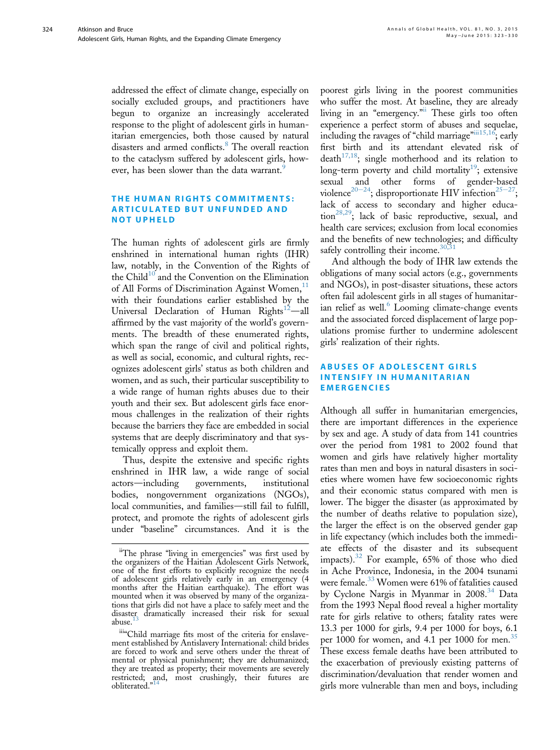addressed the effect of climate change, especially on socially excluded groups, and practitioners have begun to organize an increasingly accelerated response to the plight of adolescent girls in humanitarian emergencies, both those caused by natural disasters and armed conflicts.[8] The overall reaction to the cataclysm suffered by adolescent girls, however, has been slower than the data warrant.[9]

## THE HUMAN RIGHTS COMMITMENTS: ARTICULATED BUT UNFUNDED AND NOT UPHELD

The human rights of adolescent girls are firmly enshrined in international human rights (IHR) law, notably, in the Convention of the Rights of the Child[10] and the Convention on the Elimination of All Forms of Discrimination Against Women,[11] with their foundations earlier established by the Universal Declaration of Human Rights[12]—all affirmed by the vast majority of the world's governments. The breadth of these enumerated rights, which span the range of civil and political rights, as well as social, economic, and cultural rights, recognizes adolescent girls' status as both children and women, and as such, their particular susceptibility to a wide range of human rights abuses due to their youth and their sex. But adolescent girls face enormous challenges in the realization of their rights because the barriers they face are embedded in social systems that are deeply discriminatory and that systemically oppress and exploit them.

Thus, despite the extensive and specific rights enshrined in IHR law, a wide range of social actors—including governments, institutional bodies, nongovernment organizations (NGOs), local communities, and families—still fail to fulfill, protect, and promote the rights of adolescent girls under "baseline" circumstances. And it is the poorest girls living in the poorest communities who suffer the most. At baseline, they are already living in an "emergency."[ii] These girls too often experience a perfect storm of abuses and sequelae, including the ravages of "child marriage"[iii,15,16]; early first birth and its attendant elevated risk of death[17,18]; single motherhood and its relation to long-term poverty and child mortality[19]; extensive sexual and other forms of gender-based violence[20–24]; disproportionate HIV infection[25–27]; lack of access to secondary and higher education[28,29]; lack of basic reproductive, sexual, and health care services; exclusion from local economies and the benefits of new technologies; and difficulty safely controlling their income.[30,31]

And although the body of IHR law extends the obligations of many social actors (e.g., governments and NGOs), in post-disaster situations, these actors often fail adolescent girls in all stages of humanitarian relief as well.[6] Looming climate-change events and the associated forced displacement of large populations promise further to undermine adolescent girls' realization of their rights.

## ABUSES OF ADOLESCENT GIRLS INTENSIFY IN HUMANITARIAN EMERGENCIES

Although all suffer in humanitarian emergencies, there are important differences in the experience by sex and age. A study of data from 141 countries over the period from 1981 to 2002 found that women and girls have relatively higher mortality rates than men and boys in natural disasters in societies where women have few socioeconomic rights and their economic status compared with men is lower. The bigger the disaster (as approximated by the number of deaths relative to population size), the larger the effect is on the observed gender gap in life expectancy (which includes both the immediate effects of the disaster and its subsequent impacts).[32] For example, 65% of those who died in Ache Province, Indonesia, in the 2004 tsunami were female.[33] Women were 61% of fatalities caused by Cyclone Nargis in Myanmar in 2008.[34] Data from the 1993 Nepal flood reveal a higher mortality rate for girls relative to others; fatality rates were 13.3 per 1000 for girls, 9.4 per 1000 for boys, 6.1 per 1000 for women, and 4.1 per 1000 for men.[35] These excess female deaths have been attributed to the exacerbation of previously existing patterns of discrimination/devaluation that render women and girls more vulnerable than men and boys, including

[ii] The phrase "living in emergencies" was first used by the organizers of the Haitian Adolescent Girls Network, one of the first efforts to explicitly recognize the needs of adolescent girls relatively early in an emergency (4 months after the Haitian earthquake). The effort was mounted when it was observed by many of the organizations that girls did not have a place to safely meet and the disaster dramatically increased their risk for sexual abuse.[13]

[iii] "Child marriage fits most of the criteria for enslavement established by Antislavery International: child brides are forced to work and serve others under the threat of mental or physical punishment; they are dehumanized; they are treated as property; their movements are severely restricted; and, most crushingly, their futures are obliterated."[14]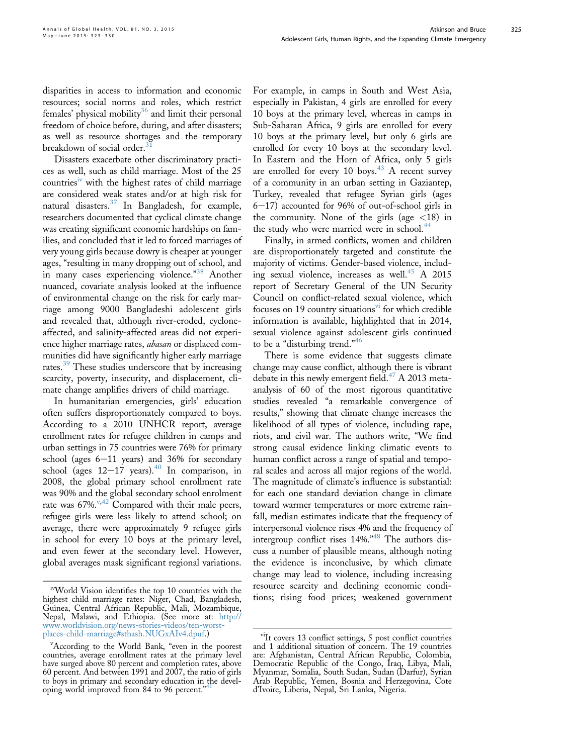disparities in access to information and economic resources; social norms and roles, which restrict females' physical mobility[36] and limit their personal freedom of choice before, during, and after disasters; as well as resource shortages and the temporary breakdown of social order.[31]

Disasters exacerbate other discriminatory practices as well, such as child marriage. Most of the 25 countries[iv] with the highest rates of child marriage are considered weak states and/or at high risk for natural disasters.[37] In Bangladesh, for example, researchers documented that cyclical climate change was creating significant economic hardships on families, and concluded that it led to forced marriages of very young girls because dowry is cheaper at younger ages, "resulting in many dropping out of school, and in many cases experiencing violence."[38] Another nuanced, covariate analysis looked at the influence of environmental change on the risk for early marriage among 9000 Bangladeshi adolescent girls and revealed that, although river-eroded, cyclone-affected, and salinity-affected areas did not experience higher marriage rates, *abasan* or displaced communities did have significantly higher early marriage rates.[39] These studies underscore that by increasing scarcity, poverty, insecurity, and displacement, climate change amplifies drivers of child marriage.

In humanitarian emergencies, girls' education often suffers disproportionately compared to boys. According to a 2010 UNHCR report, average enrollment rates for refugee children in camps and urban settings in 75 countries were 76% for primary school (ages 6–11 years) and 36% for secondary school (ages 12–17 years).[40] In comparison, in 2008, the global primary school enrollment rate was 90% and the global secondary school enrolment rate was 67%.[v,42] Compared with their male peers, refugee girls were less likely to attend school; on average, there were approximately 9 refugee girls in school for every 10 boys at the primary level, and even fewer at the secondary level. However, global averages mask significant regional variations. For example, in camps in South and West Asia, especially in Pakistan, 4 girls are enrolled for every 10 boys at the primary level, whereas in camps in Sub-Saharan Africa, 9 girls are enrolled for every 10 boys at the primary level, but only 6 girls are enrolled for every 10 boys at the secondary level. In Eastern and the Horn of Africa, only 5 girls are enrolled for every 10 boys.[43] A recent survey of a community in an urban setting in Gaziantep, Turkey, revealed that refugee Syrian girls (ages 6–17) accounted for 96% of out-of-school girls in the community. None of the girls (age <18) in the study who were married were in school.[44]

Finally, in armed conflicts, women and children are disproportionately targeted and constitute the majority of victims. Gender-based violence, including sexual violence, increases as well.[45] A 2015 report of Secretary General of the UN Security Council on conflict-related sexual violence, which focuses on 19 country situations[vi] for which credible information is available, highlighted that in 2014, sexual violence against adolescent girls continued to be a "disturbing trend."[46]

There is some evidence that suggests climate change may cause conflict, although there is vibrant debate in this newly emergent field.[47] A 2013 meta-analysis of 60 of the most rigorous quantitative studies revealed "a remarkable convergence of results," showing that climate change increases the likelihood of all types of violence, including rape, riots, and civil war. The authors write, "We find strong causal evidence linking climatic events to human conflict across a range of spatial and temporal scales and across all major regions of the world. The magnitude of climate's influence is substantial: for each one standard deviation change in climate toward warmer temperatures or more extreme rainfall, median estimates indicate that the frequency of interpersonal violence rises 4% and the frequency of intergroup conflict rises 14%."[48] The authors discuss a number of plausible means, although noting the evidence is inconclusive, by which climate change may lead to violence, including increasing resource scarcity and declining economic conditions; rising food prices; weakened government

---

[iv] World Vision identifies the top 10 countries with the highest child marriage rates: Niger, Chad, Bangladesh, Guinea, Central African Republic, Mali, Mozambique, Nepal, Malawi, and Ethiopia. (See more at: http://www.worldvision.org/news-stories-videos/ten-worst-places-child-marriage#sthash.NUGxAIv4.dpuf.)

[v] According to the World Bank, "even in the poorest countries, average enrollment rates at the primary level have surged above 80 percent and completion rates, above 60 percent. And between 1991 and 2007, the ratio of girls to boys in primary and secondary education in the developing world improved from 84 to 96 percent."[41]

[vi] It covers 13 conflict settings, 5 post conflict countries and 1 additional situation of concern. The 19 countries are: Afghanistan, Central African Republic, Colombia, Democratic Republic of the Congo, Iraq, Libya, Mali, Myanmar, Somalia, South Sudan, Sudan (Darfur), Syrian Arab Republic, Yemen, Bosnia and Herzegovina, Cote d'Ivoire, Liberia, Nepal, Sri Lanka, Nigeria.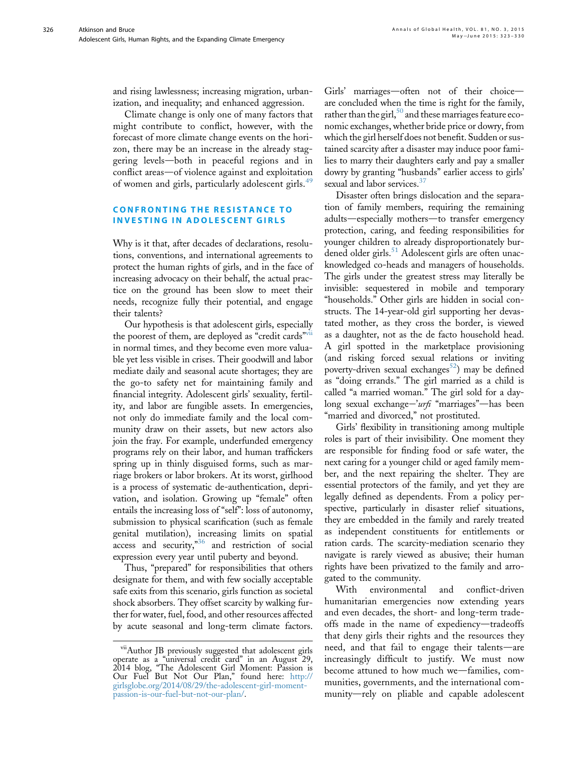and rising lawlessness; increasing migration, urbanization, and inequality; and enhanced aggression.

Climate change is only one of many factors that might contribute to conflict, however, with the forecast of more climate change events on the horizon, there may be an increase in the already staggering levels—both in peaceful regions and in conflict areas—of violence against and exploitation of women and girls, particularly adolescent girls.[49]

## CONFRONTING THE RESISTANCE TO INVESTING IN ADOLESCENT GIRLS

Why is it that, after decades of declarations, resolutions, conventions, and international agreements to protect the human rights of girls, and in the face of increasing advocacy on their behalf, the actual practice on the ground has been slow to meet their needs, recognize fully their potential, and engage their talents?

Our hypothesis is that adolescent girls, especially the poorest of them, are deployed as "credit cards"[vii] in normal times, and they become even more valuable yet less visible in crises. Their goodwill and labor mediate daily and seasonal acute shortages; they are the go-to safety net for maintaining family and financial integrity. Adolescent girls' sexuality, fertility, and labor are fungible assets. In emergencies, not only do immediate family and the local community draw on their assets, but new actors also join the fray. For example, underfunded emergency programs rely on their labor, and human traffickers spring up in thinly disguised forms, such as marriage brokers or labor brokers. At its worst, girlhood is a process of systematic de-authentication, deprivation, and isolation. Growing up "female" often entails the increasing loss of "self": loss of autonomy, submission to physical scarification (such as female genital mutilation), increasing limits on spatial access and security,"[36] and restriction of social expression every year until puberty and beyond.

Thus, "prepared" for responsibilities that others designate for them, and with few socially acceptable safe exits from this scenario, girls function as societal shock absorbers. They offset scarcity by walking further for water, fuel, food, and other resources affected by acute seasonal and long-term climate factors. Girls' marriages—often not of their choice—are concluded when the time is right for the family, rather than the girl,[50] and these marriages feature economic exchanges, whether bride price or dowry, from which the girl herself does not benefit. Sudden or sustained scarcity after a disaster may induce poor families to marry their daughters early and pay a smaller dowry by granting "husbands" earlier access to girls' sexual and labor services.[37]

Disaster often brings dislocation and the separation of family members, requiring the remaining adults—especially mothers—to transfer emergency protection, caring, and feeding responsibilities for younger children to already disproportionately burdened older girls.[51] Adolescent girls are often unacknowledged co-heads and managers of households. The girls under the greatest stress may literally be invisible: sequestered in mobile and temporary "households." Other girls are hidden in social constructs. The 14-year-old girl supporting her devastated mother, as they cross the border, is viewed as a daughter, not as the de facto household head. A girl spotted in the marketplace provisioning (and risking forced sexual relations or inviting poverty-driven sexual exchanges[52]) may be defined as "doing errands." The girl married as a child is called "a married woman." The girl sold for a day-long sexual exchange—*'urfi* "marriages"—has been "married and divorced," not prostituted.

Girls' flexibility in transitioning among multiple roles is part of their invisibility. One moment they are responsible for finding food or safe water, the next caring for a younger child or aged family member, and the next repairing the shelter. They are essential protectors of the family, and yet they are legally defined as dependents. From a policy perspective, particularly in disaster relief situations, they are embedded in the family and rarely treated as independent constituents for entitlements or ration cards. The scarcity-mediation scenario they navigate is rarely viewed as abusive; their human rights have been privatized to the family and arrogated to the community.

With environmental and conflict-driven humanitarian emergencies now extending years and even decades, the short- and long-term tradeoffs made in the name of expediency—tradeoffs that deny girls their rights and the resources they need, and that fail to engage their talents—are increasingly difficult to justify. We must now become attuned to how much we—families, communities, governments, and the international community—rely on pliable and capable adolescent

[vii] Author JB previously suggested that adolescent girls operate as a "universal credit card" in an August 29, 2014 blog, "The Adolescent Girl Moment: Passion is Our Fuel But Not Our Plan," found here: http://girlsglobe.org/2014/08/29/the-adolescent-girl-moment-passion-is-our-fuel-but-not-our-plan/.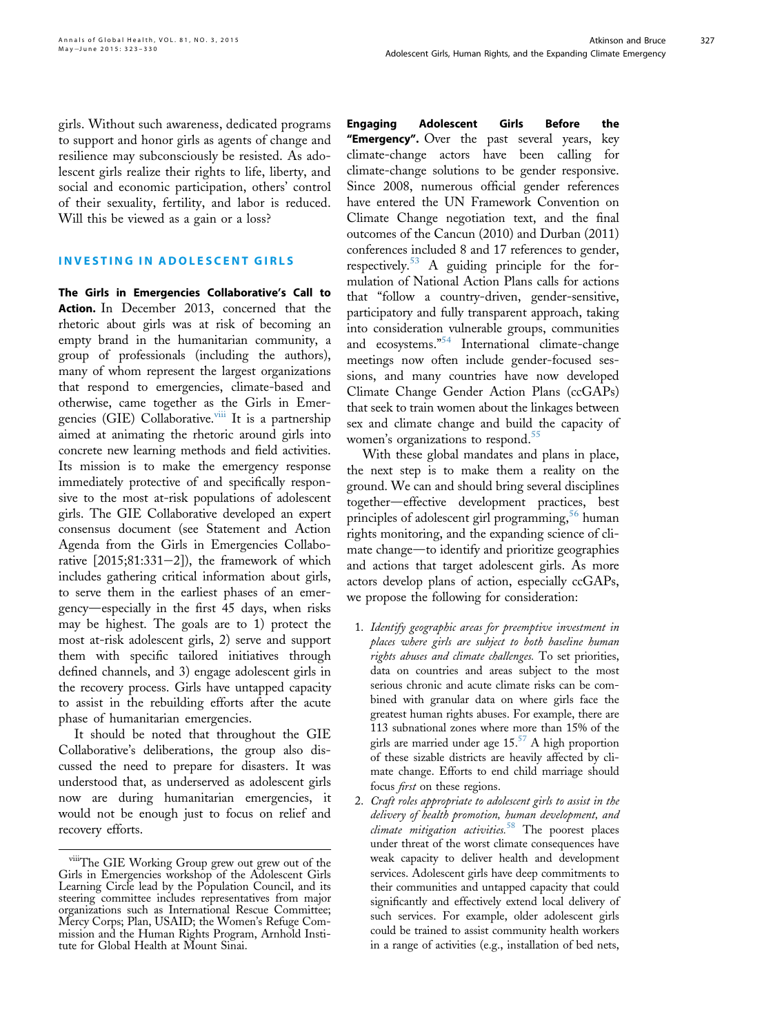girls. Without such awareness, dedicated programs to support and honor girls as agents of change and resilience may subconsciously be resisted. As adolescent girls realize their rights to life, liberty, and social and economic participation, others' control of their sexuality, fertility, and labor is reduced. Will this be viewed as a gain or a loss?

## INVESTING IN ADOLESCENT GIRLS

**The Girls in Emergencies Collaborative's Call to Action.** In December 2013, concerned that the rhetoric about girls was at risk of becoming an empty brand in the humanitarian community, a group of professionals (including the authors), many of whom represent the largest organizations that respond to emergencies, climate-based and otherwise, came together as the Girls in Emergencies (GIE) Collaborative.[viii] It is a partnership aimed at animating the rhetoric around girls into concrete new learning methods and field activities. Its mission is to make the emergency response immediately protective of and specifically responsive to the most at-risk populations of adolescent girls. The GIE Collaborative developed an expert consensus document (see Statement and Action Agenda from the Girls in Emergencies Collaborative [2015;81:331−2]), the framework of which includes gathering critical information about girls, to serve them in the earliest phases of an emergency—especially in the first 45 days, when risks may be highest. The goals are to 1) protect the most at-risk adolescent girls, 2) serve and support them with specific tailored initiatives through defined channels, and 3) engage adolescent girls in the recovery process. Girls have untapped capacity to assist in the rebuilding efforts after the acute phase of humanitarian emergencies.

It should be noted that throughout the GIE Collaborative's deliberations, the group also discussed the need to prepare for disasters. It was understood that, as underserved as adolescent girls now are during humanitarian emergencies, it would not be enough just to focus on relief and recovery efforts.

**Engaging Adolescent Girls Before the "Emergency".** Over the past several years, key climate-change actors have been calling for climate-change solutions to be gender responsive. Since 2008, numerous official gender references have entered the UN Framework Convention on Climate Change negotiation text, and the final outcomes of the Cancun (2010) and Durban (2011) conferences included 8 and 17 references to gender, respectively.[53] A guiding principle for the formulation of National Action Plans calls for actions that "follow a country-driven, gender-sensitive, participatory and fully transparent approach, taking into consideration vulnerable groups, communities and ecosystems."[54] International climate-change meetings now often include gender-focused sessions, and many countries have now developed Climate Change Gender Action Plans (ccGAPs) that seek to train women about the linkages between sex and climate change and build the capacity of women's organizations to respond.[55]

With these global mandates and plans in place, the next step is to make them a reality on the ground. We can and should bring several disciplines together—effective development practices, best principles of adolescent girl programming,[56] human rights monitoring, and the expanding science of climate change—to identify and prioritize geographies and actions that target adolescent girls. As more actors develop plans of action, especially ccGAPs, we propose the following for consideration:

1. *Identify geographic areas for preemptive investment in places where girls are subject to both baseline human rights abuses and climate challenges.* To set priorities, data on countries and areas subject to the most serious chronic and acute climate risks can be combined with granular data on where girls face the greatest human rights abuses. For example, there are 113 subnational zones where more than 15% of the girls are married under age 15.[57] A high proportion of these sizable districts are heavily affected by climate change. Efforts to end child marriage should focus *first* on these regions.
2. *Craft roles appropriate to adolescent girls to assist in the delivery of health promotion, human development, and climate mitigation activities.*[58] The poorest places under threat of the worst climate consequences have weak capacity to deliver health and development services. Adolescent girls have deep commitments to their communities and untapped capacity that could significantly and effectively extend local delivery of such services. For example, older adolescent girls could be trained to assist community health workers in a range of activities (e.g., installation of bed nets,

[viii] The GIE Working Group grew out grew out of the Girls in Emergencies workshop of the Adolescent Girls Learning Circle lead by the Population Council, and its steering committee includes representatives from major organizations such as International Rescue Committee; Mercy Corps; Plan, USAID; the Women's Refuge Commission and the Human Rights Program, Arnhold Institute for Global Health at Mount Sinai.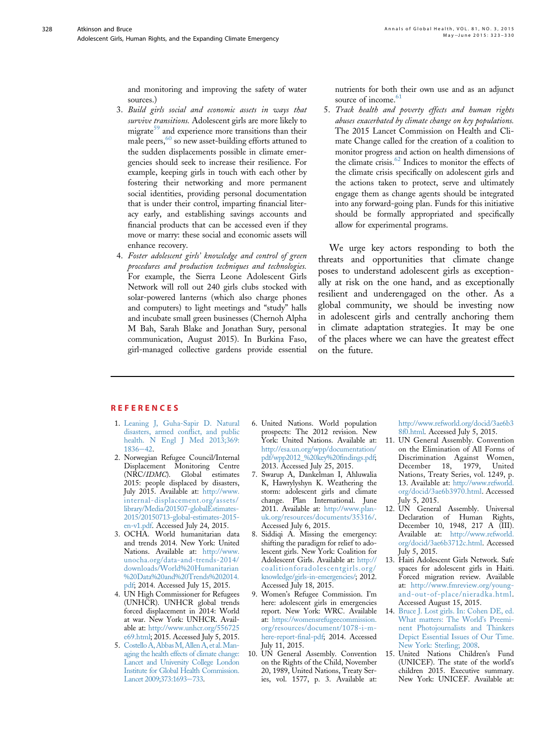and monitoring and improving the safety of water sources.)

3. *Build girls social and economic assets in ways that survive transitions.* Adolescent girls are more likely to migrate[59] and experience more transitions than their male peers,[60] so new asset-building efforts attuned to the sudden displacements possible in climate emergencies should seek to increase their resilience. For example, keeping girls in touch with each other by fostering their networking and more permanent social identities, providing personal documentation that is under their control, imparting financial literacy early, and establishing savings accounts and financial products that can be accessed even if they move or marry: these social and economic assets will enhance recovery.
4. *Foster adolescent girls' knowledge and control of green procedures and production techniques and technologies.* For example, the Sierra Leone Adolescent Girls Network will roll out 240 girls clubs stocked with solar-powered lanterns (which also charge phones and computers) to light meetings and "study" halls and incubate small green businesses (Chernoh Alpha M Bah, Sarah Blake and Jonathan Sury, personal communication, August 2015). In Burkina Faso, girl-managed collective gardens provide essential nutrients for both their own use and as an adjunct source of income.[61]
5. *Track health and poverty effects and human rights abuses exacerbated by climate change on key populations.* The 2015 Lancet Commission on Health and Climate Change called for the creation of a coalition to monitor progress and action on health dimensions of the climate crisis.[62] Indices to monitor the effects of the climate crisis specifically on adolescent girls and the actions taken to protect, serve and ultimately engage them as change agents should be integrated into any forward-going plan. Funds for this initiative should be formally appropriated and specifically allow for experimental programs.

We urge key actors responding to both the threats and opportunities that climate change poses to understand adolescent girls as exceptionally at risk on the one hand, and as exceptionally resilient and underengaged on the other. As a global community, we should be investing now in adolescent girls and centrally anchoring them in climate adaptation strategies. It may be one of the places where we can have the greatest effect on the future.

## REFERENCES

1. Leaning J, Guha-Sapir D. Natural disasters, armed conflict, and public health. N Engl J Med 2013;369:1836–42.
2. Norwegian Refugee Council/Internal Displacement Monitoring Centre (NRC/*IDMC*). Global estimates 2015: people displaced by disasters, July 2015. Available at: http://www.internal-displacement.org/assets/library/Media/201507-globalEstimates-2015/20150713-global-estimates-2015-en-v1.pdf. Accessed July 24, 2015.
3. OCHA. World humanitarian data and trends 2014. New York: United Nations. Available at: http://www.unocha.org/data-and-trends-2014/downloads/World%20Humanitarian%20Data%20and%20Trends%202014.pdf; 2014. Accessed July 15, 2015.
4. UN High Commissioner for Refugees (UNHCR). UNHCR global trends forced displacement in 2014: World at war. New York: UNHCR. Available at: http://www.unhcr.org/556725e69.html; 2015. Accessed July 5, 2015.
5. Costello A, Abbas M, Allen A, et al. Managing the health effects of climate change: Lancet and University College London Institute for Global Health Commission. Lancet 2009;373:1693–733.
6. United Nations. World population prospects: The 2012 revision. New York: United Nations. Available at: http://esa.un.org/wpp/documentation/pdf/wpp2012_%20key%20findings.pdf; 2013. Accessed July 25, 2015.
7. Swarup A, Dankelman I, Ahluwalia K, Hawrylyshyn K. Weathering the storm: adolescent girls and climate change. Plan International. June 2011. Available at: http://www.plan-uk.org/resources/documents/35316/. Accessed July 6, 2015.
8. Siddiqi A. Missing the emergency: shifting the paradigm for relief to adolescent girls. New York: Coalition for Adolescent Girls. Available at: http://coalitionforadolescentgirls.org/knowledge/girls-in-emergencies/; 2012. Accessed July 18, 2015.
9. Women's Refugee Commission. I'm here: adolescent girls in emergencies report. New York: WRC. Available at: https://womensrefugeecommission.org/resources/document/1078-i-m-here-report-final-pdf; 2014. Accessed July 11, 2015.
10. UN General Assembly. Convention on the Rights of the Child, November 20, 1989, United Nations, Treaty Series, vol. 1577, p. 3. Available at: http://www.refworld.org/docid/3ae6b38f0.html. Accessed July 5, 2015.
11. UN General Assembly. Convention on the Elimination of All Forms of Discrimination Against Women, December 18, 1979, United Nations, Treaty Series, vol. 1249, p. 13. Available at: http://www.refworld.org/docid/3ae6b3970.html. Accessed July 5, 2015.
12. UN General Assembly. Universal Declaration of Human Rights, December 10, 1948, 217 A (III). Available at: http://www.refworld.org/docid/3ae6b3712c.html. Accessed July 5, 2015.
13. Haiti Adolescent Girls Network. Safe spaces for adolescent girls in Haiti. Forced migration review. Available at: http://www.fmreview.org/young-and-out-of-place/nieradka.html. Accessed August 15, 2015.
14. Bruce J. Lost girls. In: Cohen DE, ed. What matters: The World's Preeminent Photojournalists and Thinkers Depict Essential Issues of Our Time. New York: Sterling; 2008.
15. United Nations Children's Fund (UNICEF). The state of the world's children 2015. Executive summary. New York: UNICEF. Available at: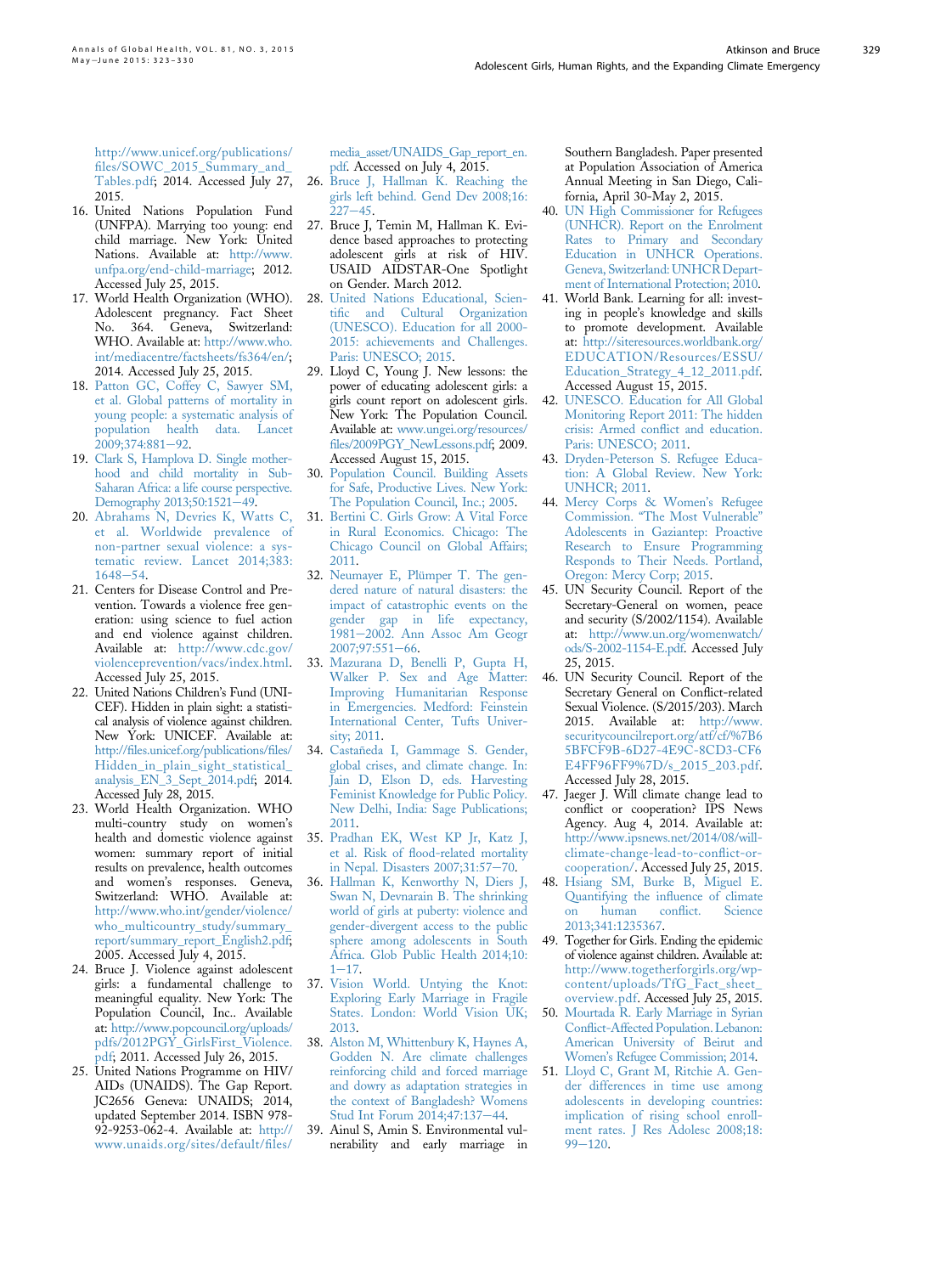http://www.unicef.org/publications/files/SOWC_2015_Summary_and_Tables.pdf; 2014. Accessed July 27, 2015.

16. United Nations Population Fund (UNFPA). Marrying too young: end child marriage. New York: United Nations. Available at: http://www.unfpa.org/end-child-marriage; 2012. Accessed July 25, 2015.
17. World Health Organization (WHO). Adolescent pregnancy. Fact Sheet No. 364. Geneva, Switzerland: WHO. Available at: http://www.who.int/mediacentre/factsheets/fs364/en/; 2014. Accessed July 25, 2015.
18. Patton GC, Coffey C, Sawyer SM, et al. Global patterns of mortality in young people: a systematic analysis of population health data. Lancet 2009;374:881–92.
19. Clark S, Hamplova D. Single motherhood and child mortality in Sub-Saharan Africa: a life course perspective. Demography 2013;50:1521–49.
20. Abrahams N, Devries K, Watts C, et al. Worldwide prevalence of non-partner sexual violence: a systematic review. Lancet 2014;383:1648–54.
21. Centers for Disease Control and Prevention. Towards a violence free generation: using science to fuel action and end violence against children. Available at: http://www.cdc.gov/violenceprevention/vacs/index.html. Accessed July 25, 2015.
22. United Nations Children's Fund (UNICEF). Hidden in plain sight: a statistical analysis of violence against children. New York: UNICEF. Available at: http://files.unicef.org/publications/files/Hidden_in_plain_sight_statistical_analysis_EN_3_Sept_2014.pdf; 2014. Accessed July 28, 2015.
23. World Health Organization. WHO multi-country study on women's health and domestic violence against women: summary report of initial results on prevalence, health outcomes and women's responses. Geneva, Switzerland: WHO. Available at: http://www.who.int/gender/violence/who_multicountry_study/summary_report/summary_report_English2.pdf; 2005. Accessed July 4, 2015.
24. Bruce J. Violence against adolescent girls: a fundamental challenge to meaningful equality. New York: The Population Council, Inc.. Available at: http://www.popcouncil.org/uploads/pdfs/2012PGY_GirlsFirst_Violence.pdf; 2011. Accessed July 26, 2015.
25. United Nations Programme on HIV/AIDs (UNAIDS). The Gap Report. JC2656 Geneva: UNAIDS; 2014, updated September 2014. ISBN 978-92-9253-062-4. Available at: http://www.unaids.org/sites/default/files/media_asset/UNAIDS_Gap_report_en.pdf. Accessed on July 4, 2015.
26. Bruce J, Hallman K. Reaching the girls left behind. Gend Dev 2008;16:227–45.
27. Bruce J, Temin M, Hallman K. Evidence based approaches to protecting adolescent girls at risk of HIV. USAID AIDSTAR-One Spotlight on Gender. March 2012.
28. United Nations Educational, Scientific and Cultural Organization (UNESCO). Education for all 2000-2015: achievements and Challenges. Paris: UNESCO; 2015.
29. Lloyd C, Young J. New lessons: the power of educating adolescent girls: a girls count report on adolescent girls. New York: The Population Council. Available at: www.ungei.org/resources/files/2009PGY_NewLessons.pdf; 2009. Accessed August 15, 2015.
30. Population Council. Building Assets for Safe, Productive Lives. New York: The Population Council, Inc.; 2005.
31. Bertini C. Girls Grow: A Vital Force in Rural Economics. Chicago: The Chicago Council on Global Affairs; 2011.
32. Neumayer E, Plümper T. The gendered nature of natural disasters: the impact of catastrophic events on the gender gap in life expectancy, 1981–2002. Ann Assoc Am Geogr 2007;97:551–66.
33. Mazurana D, Benelli P, Gupta H, Walker P. Sex and Age Matter: Improving Humanitarian Response in Emergencies. Medford: Feinstein International Center, Tufts University; 2011.
34. Castañeda I, Gammage S. Gender, global crises, and climate change. In: Jain D, Elson D, eds. Harvesting Feminist Knowledge for Public Policy. New Delhi, India: Sage Publications; 2011.
35. Pradhan EK, West KP Jr, Katz J, et al. Risk of flood-related mortality in Nepal. Disasters 2007;31:57–70.
36. Hallman K, Kenworthy N, Diers J, Swan N, Devnarain B. The shrinking world of girls at puberty: violence and gender-divergent access to the public sphere among adolescents in South Africa. Glob Public Health 2014;10:1–17.
37. Vision World. Untying the Knot: Exploring Early Marriage in Fragile States. London: World Vision UK; 2013.
38. Alston M, Whittenbury K, Haynes A, Godden N. Are climate challenges reinforcing child and forced marriage and dowry as adaptation strategies in the context of Bangladesh? Womens Stud Int Forum 2014;47:137–44.
39. Ainul S, Amin S. Environmental vulnerability and early marriage in Southern Bangladesh. Paper presented at Population Association of America Annual Meeting in San Diego, California, April 30-May 2, 2015.
40. UN High Commissioner for Refugees (UNHCR). Report on the Enrolment Rates to Primary and Secondary Education in UNHCR Operations. Geneva, Switzerland: UNHCR Department of International Protection; 2010.
41. World Bank. Learning for all: investing in people's knowledge and skills to promote development. Available at: http://siteresources.worldbank.org/EDUCATION/Resources/ESSU/Education_Strategy_4_12_2011.pdf. Accessed August 15, 2015.
42. UNESCO. Education for All Global Monitoring Report 2011: The hidden crisis: Armed conflict and education. Paris: UNESCO; 2011.
43. Dryden-Peterson S. Refugee Education: A Global Review. New York: UNHCR; 2011.
44. Mercy Corps & Women's Refugee Commission. "The Most Vulnerable" Adolescents in Gaziantep: Proactive Research to Ensure Programming Responds to Their Needs. Portland, Oregon: Mercy Corp; 2015.
45. UN Security Council. Report of the Secretary-General on women, peace and security (S/2002/1154). Available at: http://www.un.org/womenwatch/ods/S-2002-1154-E.pdf. Accessed July 25, 2015.
46. UN Security Council. Report of the Secretary General on Conflict-related Sexual Violence. (S/2015/203). March 2015. Available at: http://www.securitycouncilreport.org/atf/cf/%7B65BFCF9B-6D27-4E9C-8CD3-CF6E4FF96FF9%7D/s_2015_203.pdf. Accessed July 28, 2015.
47. Jaeger J. Will climate change lead to conflict or cooperation? IPS News Agency. Aug 4, 2014. Available at: http://www.ipsnews.net/2014/08/will-climate-change-lead-to-conflict-or-cooperation/. Accessed July 25, 2015.
48. Hsiang SM, Burke B, Miguel E. Quantifying the influence of climate on human conflict. Science 2013;341:1235367.
49. Together for Girls. Ending the epidemic of violence against children. Available at: http://www.togetherforgirls.org/wp-content/uploads/TfG_Fact_sheet_overview.pdf. Accessed July 25, 2015.
50. Mourtada R. Early Marriage in Syrian Conflict-Affected Population. Lebanon: American University of Beirut and Women's Refugee Commission; 2014.
51. Lloyd C, Grant M, Ritchie A. Gender differences in time use among adolescents in developing countries: implication of rising school enrollment rates. J Res Adolesc 2008;18:99–120.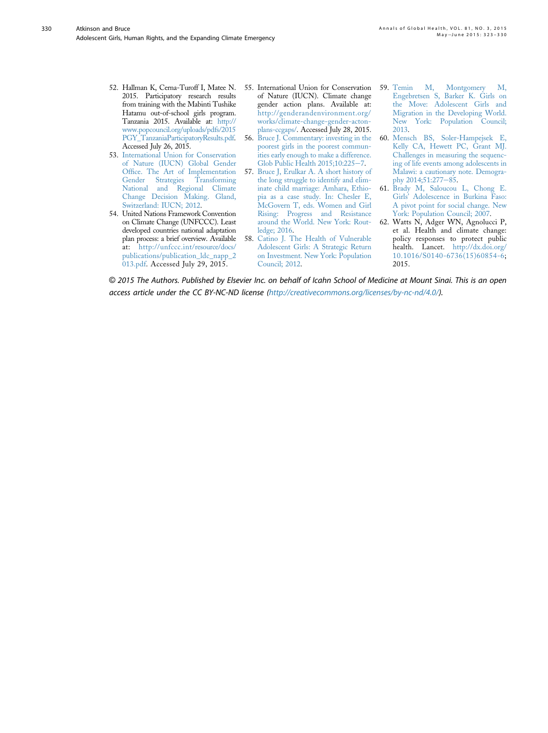52. Hallman K, Cerna-Turoff I, Matee N. 2015. Participatory research results from training with the Mabinti Tushike Hatamu out-of-school girls program. Tanzania 2015. Available at: http://www.popcouncil.org/uploads/pdfs/2015PGY_TanzaniaParticipatoryResults.pdf. Accessed July 26, 2015.
53. International Union for Conservation of Nature (IUCN) Global Gender Office. The Art of Implementation Gender Strategies Transforming National and Regional Climate Change Decision Making. Gland, Switzerland: IUCN; 2012.
54. United Nations Framework Convention on Climate Change (UNFCCC). Least developed countries national adaptation plan process: a brief overview. Available at: http://unfccc.int/resource/docs/publications/publication_ldc_napp_2013.pdf. Accessed July 29, 2015.
55. International Union for Conservation of Nature (IUCN). Climate change gender action plans. Available at: http://genderandenvironment.org/works/climate-change-gender-acton-plans-ccgaps/. Accessed July 28, 2015.
56. Bruce J. Commentary: investing in the poorest girls in the poorest communities early enough to make a difference. Glob Public Health 2015;10:225–7.
57. Bruce J, Erulkar A. A short history of the long struggle to identify and eliminate child marriage: Amhara, Ethiopia as a case study. In: Chesler E, McGovern T, eds. Women and Girl Rising: Progress and Resistance around the World. New York: Routledge; 2016.
58. Catino J. The Health of Vulnerable Adolescent Girls: A Strategic Return on Investment. New York: Population Council; 2012.
59. Temin M, Montgomery M, Engebretsen S, Barker K. Girls on the Move: Adolescent Girls and Migration in the Developing World. New York: Population Council; 2013.
60. Mensch BS, Soler-Hampejsek E, Kelly CA, Hewett PC, Grant MJ. Challenges in measuring the sequencing of life events among adolescents in Malawi: a cautionary note. Demography 2014;51:277–85.
61. Brady M, Saloucou L, Chong E. Girls' Adolescence in Burkina Faso: A pivot point for social change. New York: Population Council; 2007.
62. Watts N, Adger WN, Agnolucci P, et al. Health and climate change: policy responses to protect public health. Lancet. http://dx.doi.org/10.1016/S0140-6736(15)60854-6; 2015.

*© 2015 The Authors. Published by Elsevier Inc. on behalf of Icahn School of Medicine at Mount Sinai. This is an open access article under the CC BY-NC-ND license (http://creativecommons.org/licenses/by-nc-nd/4.0/).*